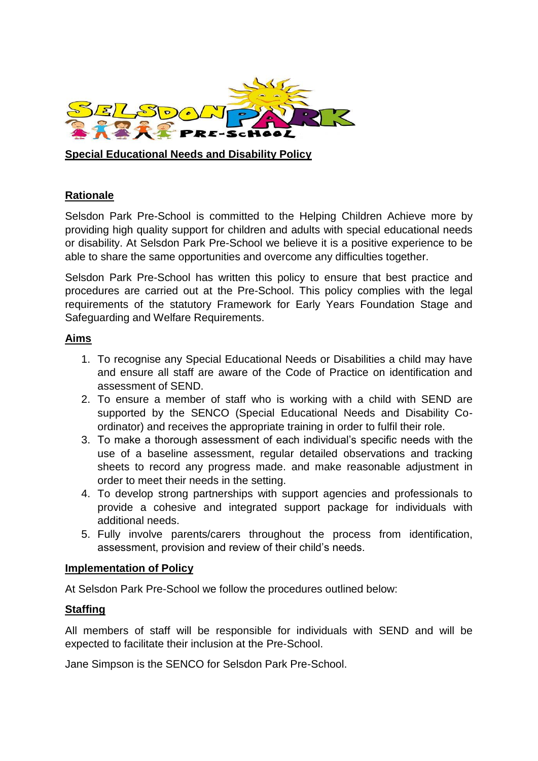**Special Educational Needs and Disability Policy**

## Rationale

Selsdon Park Pre-School is committed to the Helping Children Achieve more by providing high quality support for children and adults with special educational needs or disability. At Selsdon Park Pre-School we believe it is a positive experience to be able to share the same opportunities and overcome any difficulties together.

Selsdon Park Pre-School has written this policy to ensure that best practice and procedures are carried out at the Pre-School. This policy complies with the legal requirements of the statutory Framework for Early Years Foundation Stage and Safeguarding and Welfare Requirements.

## Aims

1. To recognise any Special Educational Needs or Disabilities a child may have and ensure all staff are aware of the Code of Practice on identification and assessment of SEND.
2. To ensure a member of staff who is working with a child with SEND are supported by the SENCO (Special Educational Needs and Disability Co-ordinator) and receives the appropriate training in order to fulfil their role.
3. To make a thorough assessment of each individual's specific needs with the use of a baseline assessment, regular detailed observations and tracking sheets to record any progress made. and make reasonable adjustment in order to meet their needs in the setting.
4. To develop strong partnerships with support agencies and professionals to provide a cohesive and integrated support package for individuals with additional needs.
5. Fully involve parents/carers throughout the process from identification, assessment, provision and review of their child's needs.

## Implementation of Policy

At Selsdon Park Pre-School we follow the procedures outlined below:

## Staffing

All members of staff will be responsible for individuals with SEND and will be expected to facilitate their inclusion at the Pre-School.

Jane Simpson is the SENCO for Selsdon Park Pre-School.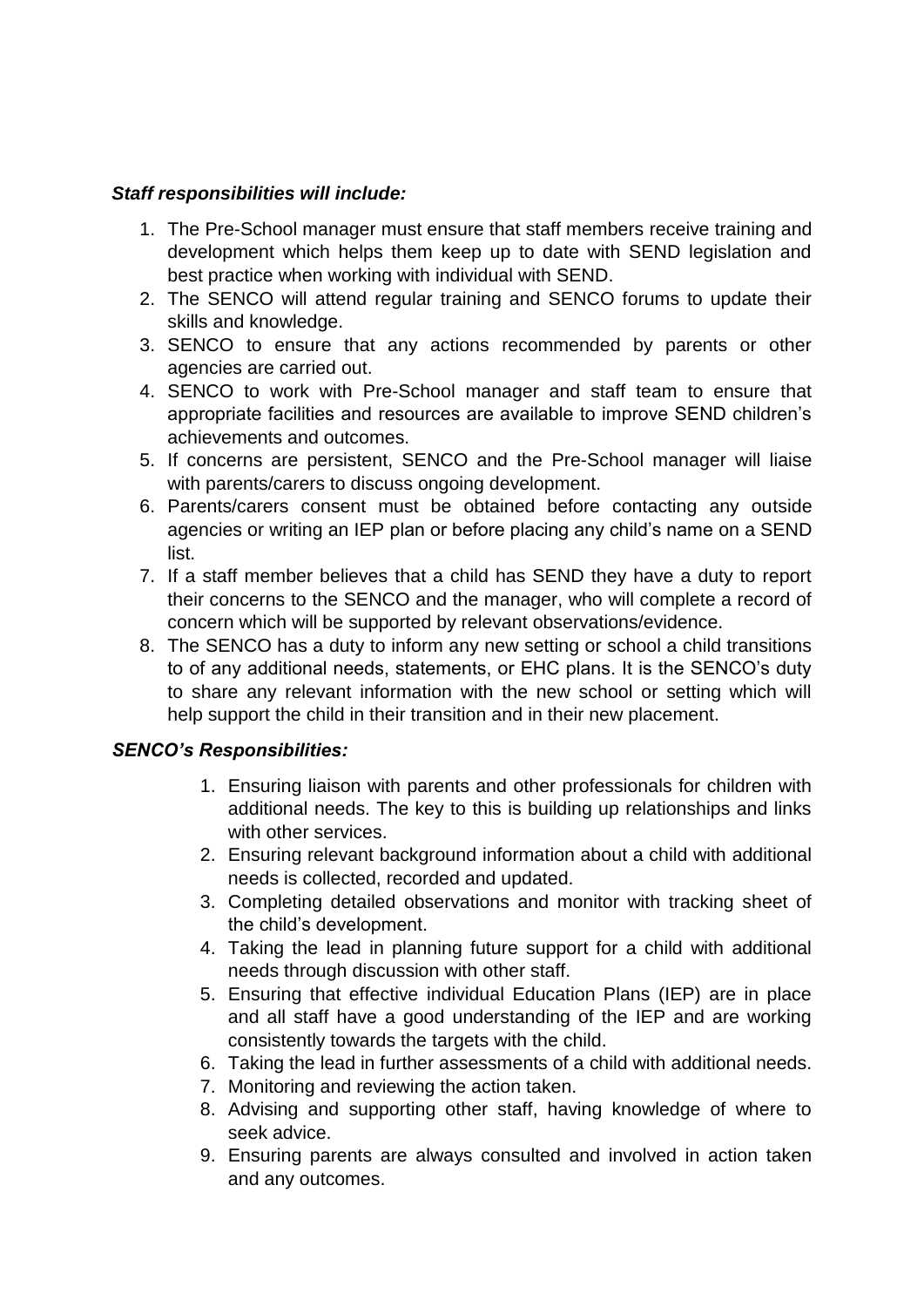***Staff responsibilities will include:***

1. The Pre-School manager must ensure that staff members receive training and development which helps them keep up to date with SEND legislation and best practice when working with individual with SEND.
2. The SENCO will attend regular training and SENCO forums to update their skills and knowledge.
3. SENCO to ensure that any actions recommended by parents or other agencies are carried out.
4. SENCO to work with Pre-School manager and staff team to ensure that appropriate facilities and resources are available to improve SEND children's achievements and outcomes.
5. If concerns are persistent, SENCO and the Pre-School manager will liaise with parents/carers to discuss ongoing development.
6. Parents/carers consent must be obtained before contacting any outside agencies or writing an IEP plan or before placing any child's name on a SEND list.
7. If a staff member believes that a child has SEND they have a duty to report their concerns to the SENCO and the manager, who will complete a record of concern which will be supported by relevant observations/evidence.
8. The SENCO has a duty to inform any new setting or school a child transitions to of any additional needs, statements, or EHC plans. It is the SENCO's duty to share any relevant information with the new school or setting which will help support the child in their transition and in their new placement.

***SENCO's Responsibilities:***

1. Ensuring liaison with parents and other professionals for children with additional needs. The key to this is building up relationships and links with other services.
2. Ensuring relevant background information about a child with additional needs is collected, recorded and updated.
3. Completing detailed observations and monitor with tracking sheet of the child's development.
4. Taking the lead in planning future support for a child with additional needs through discussion with other staff.
5. Ensuring that effective individual Education Plans (IEP) are in place and all staff have a good understanding of the IEP and are working consistently towards the targets with the child.
6. Taking the lead in further assessments of a child with additional needs.
7. Monitoring and reviewing the action taken.
8. Advising and supporting other staff, having knowledge of where to seek advice.
9. Ensuring parents are always consulted and involved in action taken and any outcomes.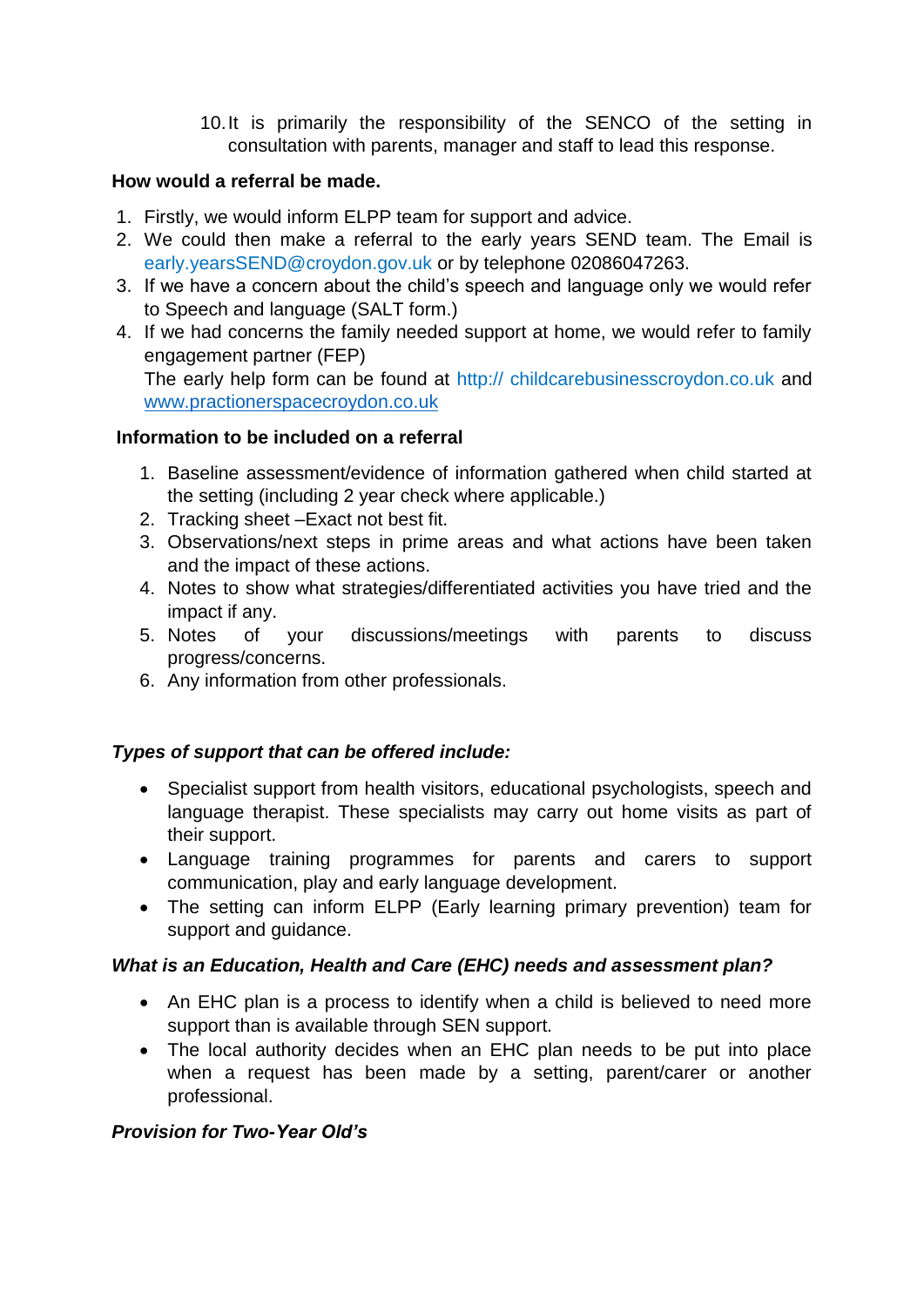10. It is primarily the responsibility of the SENCO of the setting in consultation with parents, manager and staff to lead this response.

**How would a referral be made.**

1. Firstly, we would inform ELPP team for support and advice.
2. We could then make a referral to the early years SEND team. The Email is early.yearsSEND@croydon.gov.uk or by telephone 02086047263.
3. If we have a concern about the child's speech and language only we would refer to Speech and language (SALT form.)
4. If we had concerns the family needed support at home, we would refer to family engagement partner (FEP)
   The early help form can be found at http:// childcarebusinesscroydon.co.uk and www.practionerspacecroydon.co.uk

**Information to be included on a referral**

1. Baseline assessment/evidence of information gathered when child started at the setting (including 2 year check where applicable.)
2. Tracking sheet –Exact not best fit.
3. Observations/next steps in prime areas and what actions have been taken and the impact of these actions.
4. Notes to show what strategies/differentiated activities you have tried and the impact if any.
5. Notes of your discussions/meetings with parents to discuss progress/concerns.
6. Any information from other professionals.

***Types of support that can be offered include:***

- Specialist support from health visitors, educational psychologists, speech and language therapist. These specialists may carry out home visits as part of their support.
- Language training programmes for parents and carers to support communication, play and early language development.
- The setting can inform ELPP (Early learning primary prevention) team for support and guidance.

***What is an Education, Health and Care (EHC) needs and assessment plan?***

- An EHC plan is a process to identify when a child is believed to need more support than is available through SEN support.
- The local authority decides when an EHC plan needs to be put into place when a request has been made by a setting, parent/carer or another professional.

***Provision for Two-Year Old's***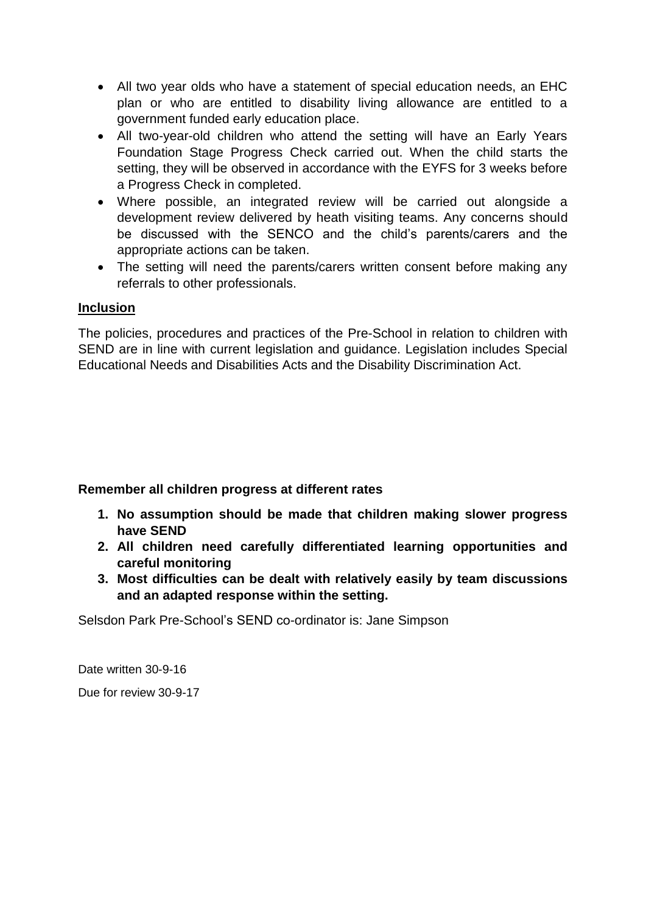- All two year olds who have a statement of special education needs, an EHC plan or who are entitled to disability living allowance are entitled to a government funded early education place.
- All two-year-old children who attend the setting will have an Early Years Foundation Stage Progress Check carried out. When the child starts the setting, they will be observed in accordance with the EYFS for 3 weeks before a Progress Check in completed.
- Where possible, an integrated review will be carried out alongside a development review delivered by heath visiting teams. Any concerns should be discussed with the SENCO and the child's parents/carers and the appropriate actions can be taken.
- The setting will need the parents/carers written consent before making any referrals to other professionals.

## Inclusion

The policies, procedures and practices of the Pre-School in relation to children with SEND are in line with current legislation and guidance. Legislation includes Special Educational Needs and Disabilities Acts and the Disability Discrimination Act.

**Remember all children progress at different rates**

1. **No assumption should be made that children making slower progress have SEND**
2. **All children need carefully differentiated learning opportunities and careful monitoring**
3. **Most difficulties can be dealt with relatively easily by team discussions and an adapted response within the setting.**

Selsdon Park Pre-School's SEND co-ordinator is: Jane Simpson

Date written 30-9-16

Due for review 30-9-17